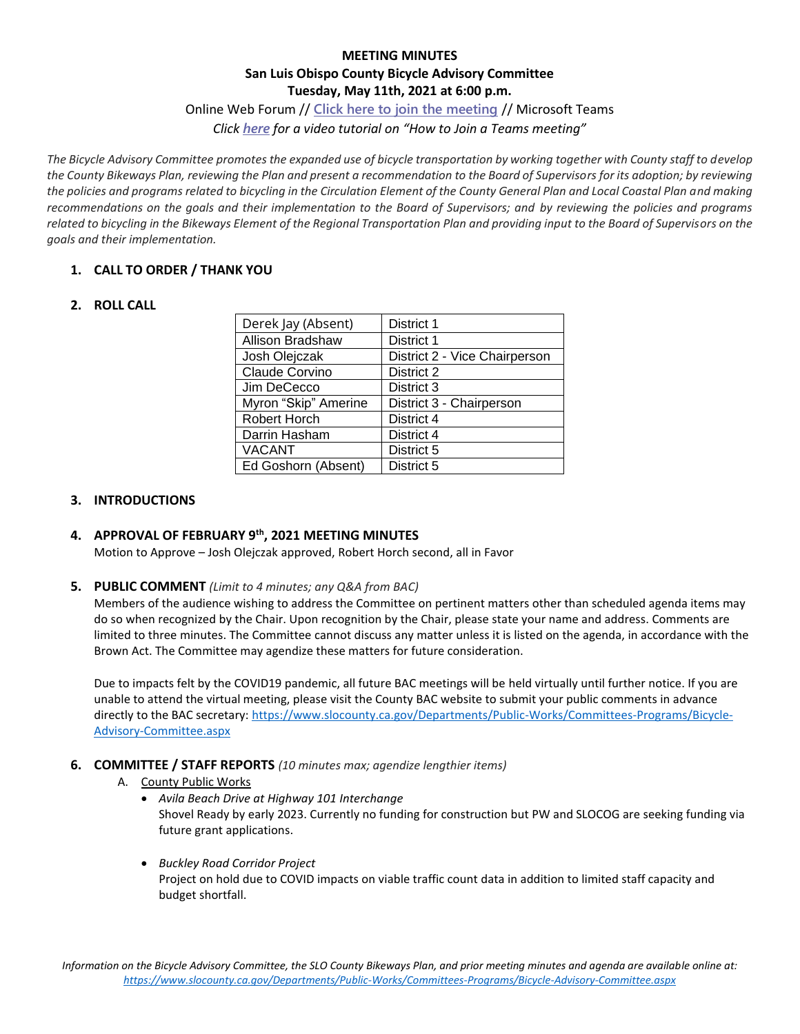# MEETING MINUTES

## San Luis Obispo County Bicycle Advisory Committee

## Tuesday, May 11th, 2021 at 6:00 p.m.

Online Web Forum // Click here to join the meeting // Microsoft Teams

*Click here for a video tutorial on "How to Join a Teams meeting"*

*The Bicycle Advisory Committee promotes the expanded use of bicycle transportation by working together with County staff to develop the County Bikeways Plan, reviewing the Plan and present a recommendation to the Board of Supervisors for its adoption; by reviewing the policies and programs related to bicycling in the Circulation Element of the County General Plan and Local Coastal Plan and making recommendations on the goals and their implementation to the Board of Supervisors; and by reviewing the policies and programs related to bicycling in the Bikeways Element of the Regional Transportation Plan and providing input to the Board of Supervisors on the goals and their implementation.*

### 1. CALL TO ORDER / THANK YOU

### 2. ROLL CALL

| | |
|---|---|
| Derek Jay (Absent) | District 1 |
| Allison Bradshaw | District 1 |
| Josh Olejczak | District 2 - Vice Chairperson |
| Claude Corvino | District 2 |
| Jim DeCecco | District 3 |
| Myron "Skip" Amerine | District 3 - Chairperson |
| Robert Horch | District 4 |
| Darrin Hasham | District 4 |
| VACANT | District 5 |
| Ed Goshorn (Absent) | District 5 |

### 3. INTRODUCTIONS

### 4. APPROVAL OF FEBRUARY 9th, 2021 MEETING MINUTES

Motion to Approve – Josh Olejczak approved, Robert Horch second, all in Favor

### 5. PUBLIC COMMENT *(Limit to 4 minutes; any Q&A from BAC)*

Members of the audience wishing to address the Committee on pertinent matters other than scheduled agenda items may do so when recognized by the Chair. Upon recognition by the Chair, please state your name and address. Comments are limited to three minutes. The Committee cannot discuss any matter unless it is listed on the agenda, in accordance with the Brown Act. The Committee may agendize these matters for future consideration.

Due to impacts felt by the COVID19 pandemic, all future BAC meetings will be held virtually until further notice. If you are unable to attend the virtual meeting, please visit the County BAC website to submit your public comments in advance directly to the BAC secretary: https://www.slocounty.ca.gov/Departments/Public-Works/Committees-Programs/Bicycle-Advisory-Committee.aspx

### 6. COMMITTEE / STAFF REPORTS *(10 minutes max; agendize lengthier items)*

A. County Public Works

- *Avila Beach Drive at Highway 101 Interchange*
  Shovel Ready by early 2023. Currently no funding for construction but PW and SLOCOG are seeking funding via future grant applications.

- *Buckley Road Corridor Project*
  Project on hold due to COVID impacts on viable traffic count data in addition to limited staff capacity and budget shortfall.

*Information on the Bicycle Advisory Committee, the SLO County Bikeways Plan, and prior meeting minutes and agenda are available online at: https://www.slocounty.ca.gov/Departments/Public-Works/Committees-Programs/Bicycle-Advisory-Committee.aspx*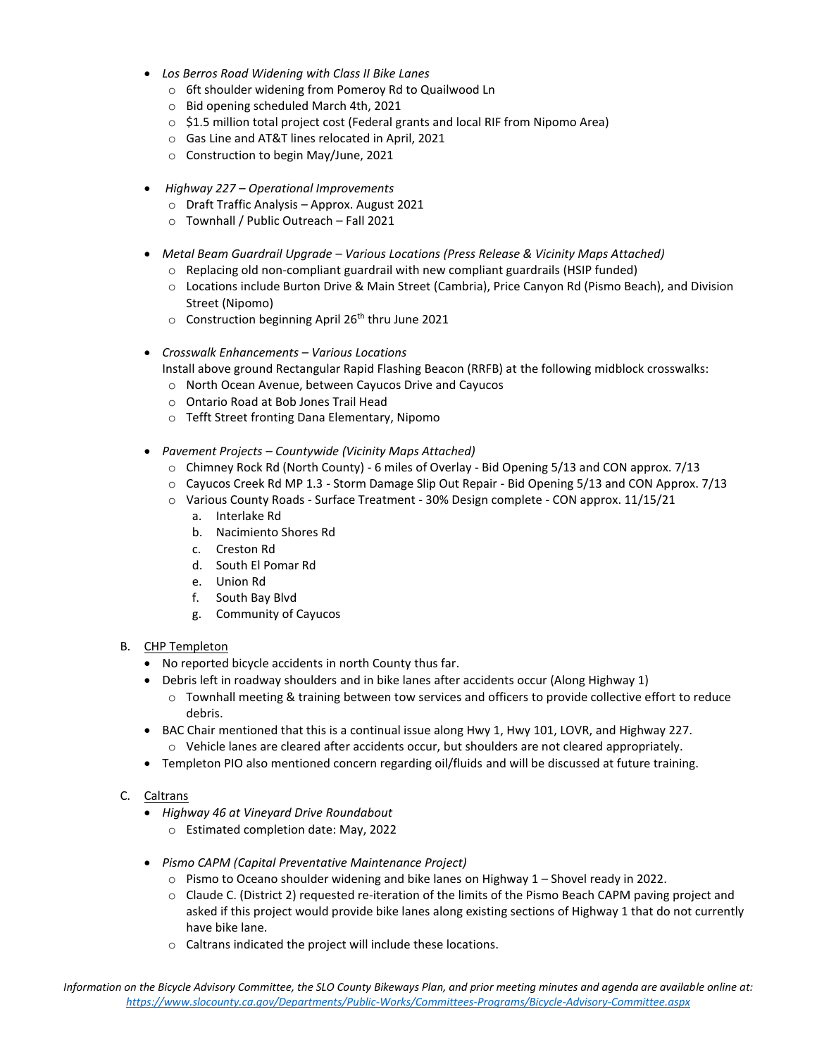- *Los Berros Road Widening with Class II Bike Lanes*
  - 6ft shoulder widening from Pomeroy Rd to Qualiwood Ln
  - Bid opening scheduled March 4th, 2021
  - $1.5 million total project cost (Federal grants and local RIF from Nipomo Area)
  - Gas Line and AT&T lines relocated in April, 2021
  - Construction to begin May/June, 2021

- *Highway 227 – Operational Improvements*
  - Draft Traffic Analysis – Approx. August 2021
  - Townhall / Public Outreach – Fall 2021

- *Metal Beam Guardrail Upgrade – Various Locations (Press Release & Vicinity Maps Attached)*
  - Replacing old non-compliant guardrail with new compliant guardrails (HSIP funded)
  - Locations include Burton Drive & Main Street (Cambria), Price Canyon Rd (Pismo Beach), and Division Street (Nipomo)
  - Construction beginning April 26th thru June 2021

- *Crosswalk Enhancements – Various Locations*
  Install above ground Rectangular Rapid Flashing Beacon (RRFB) at the following midblock crosswalks:
  - North Ocean Avenue, between Cayucos Drive and Cayucos
  - Ontario Road at Bob Jones Trail Head
  - Tefft Street fronting Dana Elementary, Nipomo

- *Pavement Projects – Countywide (Vicinity Maps Attached)*
  - Chimney Rock Rd (North County) - 6 miles of Overlay - Bid Opening 5/13 and CON approx. 7/13
  - Cayucos Creek Rd MP 1.3 - Storm Damage Slip Out Repair - Bid Opening 5/13 and CON Approx. 7/13
  - Various County Roads - Surface Treatment - 30% Design complete - CON approx. 11/15/21
    a. Interlake Rd
    b. Nacimiento Shores Rd
    c. Creston Rd
    d. South El Pomar Rd
    e. Union Rd
    f. South Bay Blvd
    g. Community of Cayucos

B. <u>CHP Templeton</u>
- No reported bicycle accidents in north County thus far.
- Debris left in roadway shoulders and in bike lanes after accidents occur (Along Highway 1)
  - Townhall meeting & training between tow services and officers to provide collective effort to reduce debris.
- BAC Chair mentioned that this is a continual issue along Hwy 1, Hwy 101, LOVR, and Highway 227.
  - Vehicle lanes are cleared after accidents occur, but shoulders are not cleared appropriately.
- Templeton PIO also mentioned concern regarding oil/fluids and will be discussed at future training.

C. <u>Caltrans</u>
- *Highway 46 at Vineyard Drive Roundabout*
  - Estimated completion date: May, 2022

- *Pismo CAPM (Capital Preventative Maintenance Project)*
  - Pismo to Oceano shoulder widening and bike lanes on Highway 1 – Shovel ready in 2022.
  - Claude C. (District 2) requested re-iteration of the limits of the Pismo Beach CAPM paving project and asked if this project would provide bike lanes along existing sections of Highway 1 that do not currently have bike lane.
  - Caltrans indicated the project will include these locations.

*Information on the Bicycle Advisory Committee, the SLO County Bikeways Plan, and prior meeting minutes and agenda are available online at:* *https://www.slocounty.ca.gov/Departments/Public-Works/Committees-Programs/Bicycle-Advisory-Committee.aspx*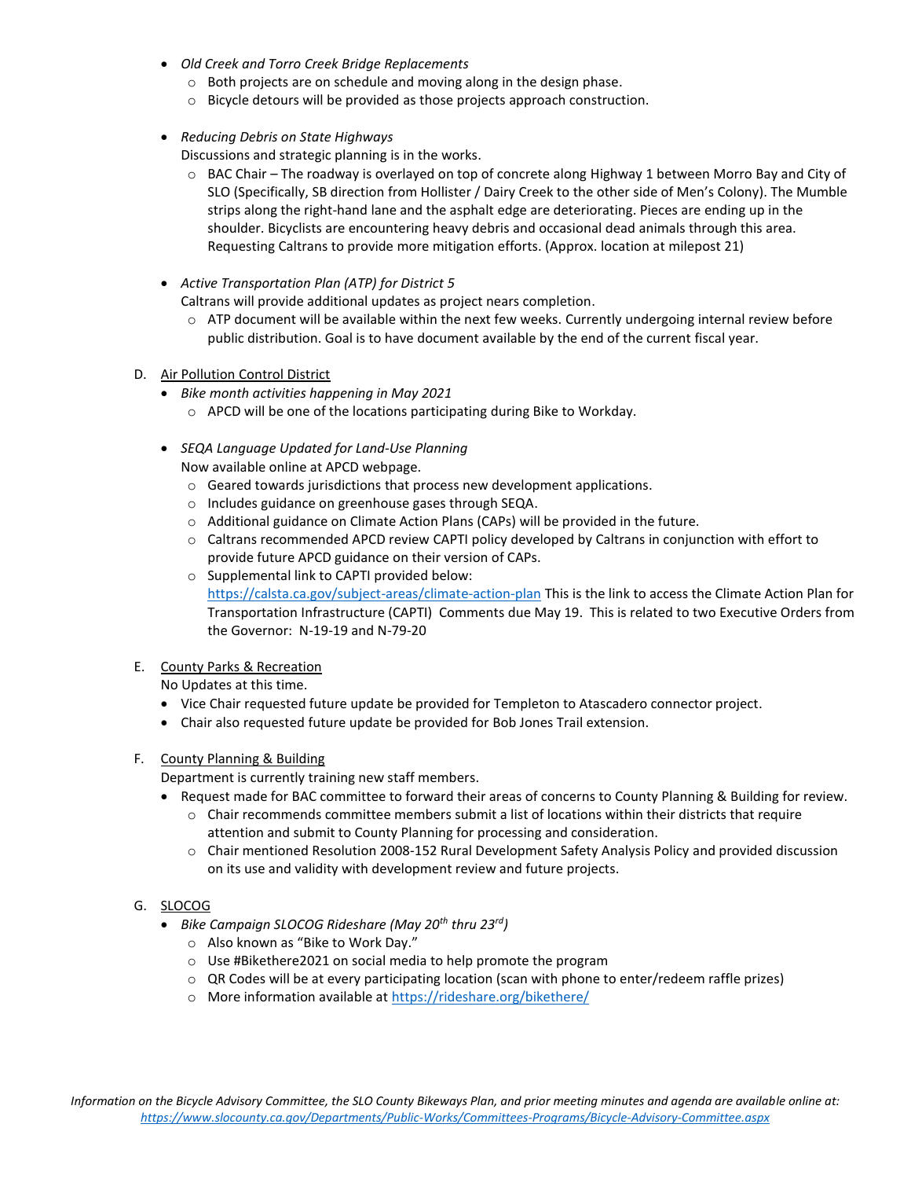- *Old Creek and Torro Creek Bridge Replacements*
    - Both projects are on schedule and moving along in the design phase.
    - Bicycle detours will be provided as those projects approach construction.

- *Reducing Debris on State Highways*
  Discussions and strategic planning is in the works.
    - BAC Chair – The roadway is overlayed on top of concrete along Highway 1 between Morro Bay and City of SLO (Specifically, SB direction from Hollister / Dairy Creek to the other side of Men's Colony). The Mumble strips along the right-hand lane and the asphalt edge are deteriorating. Pieces are ending up in the shoulder. Bicyclists are encountering heavy debris and occasional dead animals through this area. Requesting Caltrans to provide more mitigation efforts. (Approx. location at milepost 21)

- *Active Transportation Plan (ATP) for District 5*
  Caltrans will provide additional updates as project nears completion.
    - ATP document will be available within the next few weeks. Currently undergoing internal review before public distribution. Goal is to have document available by the end of the current fiscal year.

D. Air Pollution Control District

- *Bike month activities happening in May 2021*
    - APCD will be one of the locations participating during Bike to Workday.

- *SEQA Language Updated for Land-Use Planning*
  Now available online at APCD webpage.
    - Geared towards jurisdictions that process new development applications.
    - Includes guidance on greenhouse gases through SEQA.
    - Additional guidance on Climate Action Plans (CAPs) will be provided in the future.
    - Caltrans recommended APCD review CAPTI policy developed by Caltrans in conjunction with effort to provide future APCD guidance on their version of CAPs.
    - Supplemental link to CAPTI provided below:
      https://calsta.ca.gov/subject-areas/climate-action-plan This is the link to access the Climate Action Plan for Transportation Infrastructure (CAPTI) Comments due May 19. This is related to two Executive Orders from the Governor: N-19-19 and N-79-20

E. County Parks & Recreation

No Updates at this time.

- Vice Chair requested future update be provided for Templeton to Atascadero connector project.
- Chair also requested future update be provided for Bob Jones Trail extension.

F. County Planning & Building

Department is currently training new staff members.

- Request made for BAC committee to forward their areas of concerns to County Planning & Building for review.
    - Chair recommends committee members submit a list of locations within their districts that require attention and submit to County Planning for processing and consideration.
    - Chair mentioned Resolution 2008-152 Rural Development Safety Analysis Policy and provided discussion on its use and validity with development review and future projects.

G. SLOCOG

- *Bike Campaign SLOCOG Rideshare (May 20th thru 23rd)*
    - Also known as "Bike to Work Day."
    - Use #Bikethere2021 on social media to help promote the program
    - QR Codes will be at every participating location (scan with phone to enter/redeem raffle prizes)
    - More information available at https://rideshare.org/bikethere/

*Information on the Bicycle Advisory Committee, the SLO County Bikeways Plan, and prior meeting minutes and agenda are available online at: https://www.slocounty.ca.gov/Departments/Public-Works/Committees-Programs/Bicycle-Advisory-Committee.aspx*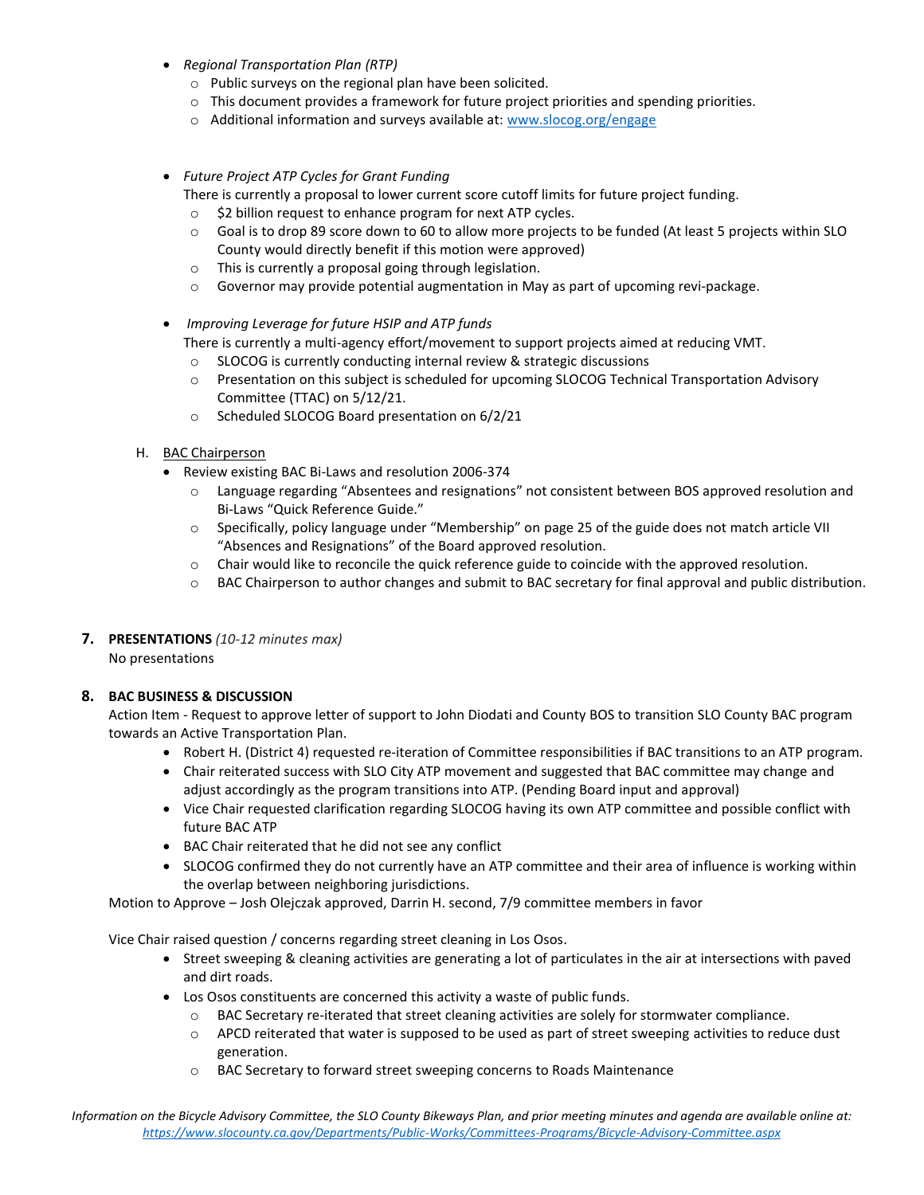- *Regional Transportation Plan (RTP)*
  - Public surveys on the regional plan have been solicited.
  - This document provides a framework for future project priorities and spending priorities.
  - Additional information and surveys available at: [www.slocog.org/engage](www.slocog.org/engage)

- *Future Project ATP Cycles for Grant Funding*

  There is currently a proposal to lower current score cutoff limits for future project funding.
  - $2 billion request to enhance program for next ATP cycles.
  - Goal is to drop 89 score down to 60 to allow more projects to be funded (At least 5 projects within SLO County would directly benefit if this motion were approved)
  - This is currently a proposal going through legislation.
  - Governor may provide potential augmentation in May as part of upcoming revi-package.

- *Improving Leverage for future HSIP and ATP funds*

  There is currently a multi-agency effort/movement to support projects aimed at reducing VMT.
  - SLOCOG is currently conducting internal review & strategic discussions
  - Presentation on this subject is scheduled for upcoming SLOCOG Technical Transportation Advisory Committee (TTAC) on 5/12/21.
  - Scheduled SLOCOG Board presentation on 6/2/21

H. <u>BAC Chairperson</u>
- Review existing BAC Bi-Laws and resolution 2006-374
  - Language regarding "Absentees and resignations" not consistent between BOS approved resolution and Bi-Laws "Quick Reference Guide."
  - Specifically, policy language under "Membership" on page 25 of the guide does not match article VII "Absences and Resignations" of the Board approved resolution.
  - Chair would like to reconcile the quick reference guide to coincide with the approved resolution.
  - BAC Chairperson to author changes and submit to BAC secretary for final approval and public distribution.

**7. PRESENTATIONS** *(10-12 minutes max)*

No presentations

**8. BAC BUSINESS & DISCUSSION**

Action Item - Request to approve letter of support to John Diodati and County BOS to transition SLO County BAC program towards an Active Transportation Plan.
- Robert H. (District 4) requested re-iteration of Committee responsibilities if BAC transitions to an ATP program.
- Chair reiterated success with SLO City ATP movement and suggested that BAC committee may change and adjust accordingly as the program transitions into ATP. (Pending Board input and approval)
- Vice Chair requested clarification regarding SLOCOG having its own ATP committee and possible conflict with future BAC ATP
- BAC Chair reiterated that he did not see any conflict
- SLOCOG confirmed they do not currently have an ATP committee and their area of influence is working within the overlap between neighboring jurisdictions.

Motion to Approve – Josh Olejczak approved, Darrin H. second, 7/9 committee members in favor

Vice Chair raised question / concerns regarding street cleaning in Los Osos.
- Street sweeping & cleaning activities are generating a lot of particulates in the air at intersections with paved and dirt roads.
- Los Osos constituents are concerned this activity a waste of public funds.
  - BAC Secretary re-iterated that street cleaning activities are solely for stormwater compliance.
  - APCD reiterated that water is supposed to be used as part of street sweeping activities to reduce dust generation.
  - BAC Secretary to forward street sweeping concerns to Roads Maintenance

*Information on the Bicycle Advisory Committee, the SLO County Bikeways Plan, and prior meeting minutes and agenda are available online at: [https://www.slocounty.ca.gov/Departments/Public-Works/Committees-Programs/Bicycle-Advisory-Committee.aspx](https://www.slocounty.ca.gov/Departments/Public-Works/Committees-Programs/Bicycle-Advisory-Committee.aspx)*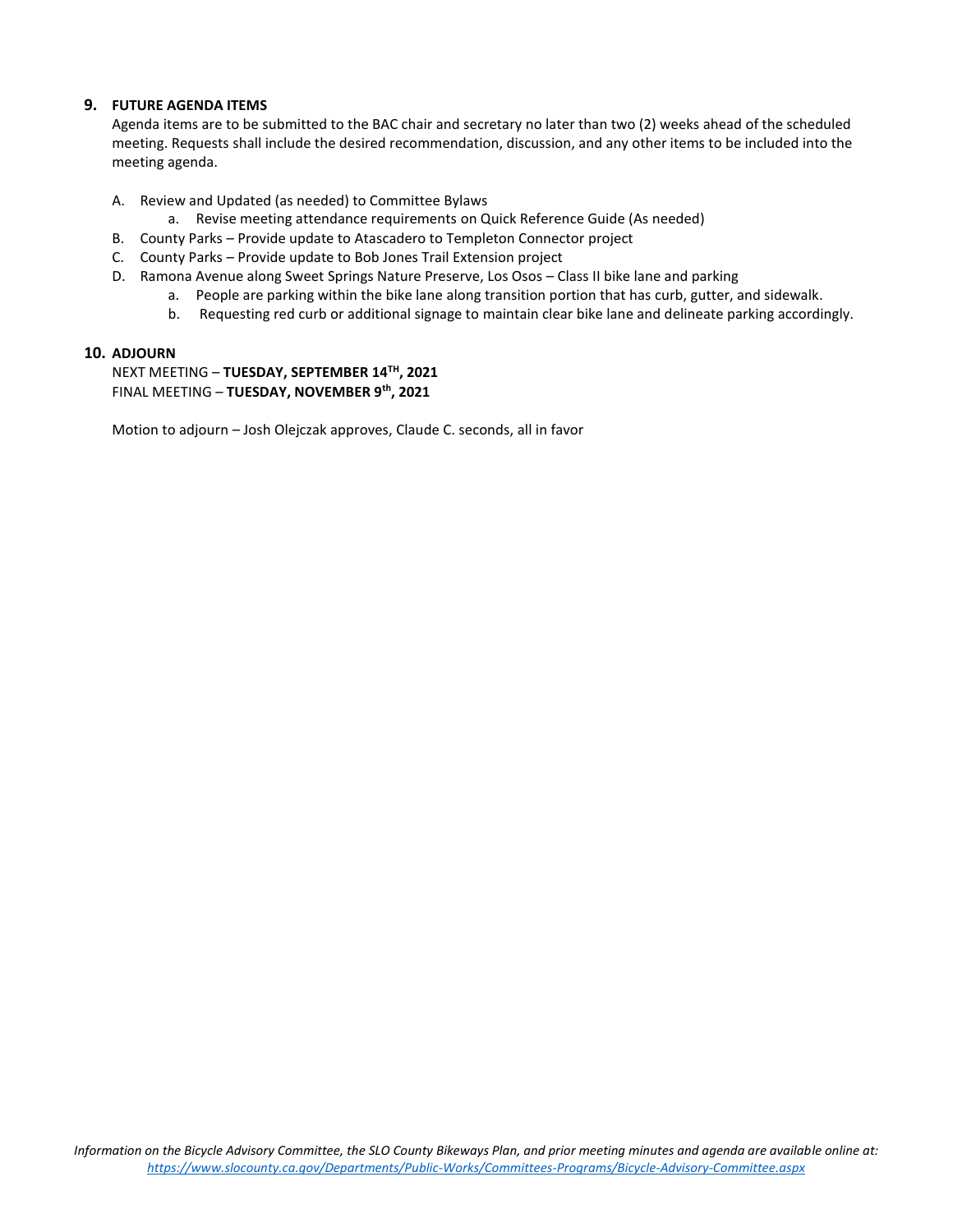## 9. FUTURE AGENDA ITEMS

Agenda items are to be submitted to the BAC chair and secretary no later than two (2) weeks ahead of the scheduled meeting. Requests shall include the desired recommendation, discussion, and any other items to be included into the meeting agenda.

A. Review and Updated (as needed) to Committee Bylaws
   a. Revise meeting attendance requirements on Quick Reference Guide (As needed)
B. County Parks – Provide update to Atascadero to Templeton Connector project
C. County Parks – Provide update to Bob Jones Trail Extension project
D. Ramona Avenue along Sweet Springs Nature Preserve, Los Osos – Class II bike lane and parking
   a. People are parking within the bike lane along transition portion that has curb, gutter, and sidewalk.
   b. Requesting red curb or additional signage to maintain clear bike lane and delineate parking accordingly.

## 10. ADJOURN

NEXT MEETING – **TUESDAY, SEPTEMBER 14TH, 2021**
FINAL MEETING – **TUESDAY, NOVEMBER 9th, 2021**

Motion to adjourn – Josh Olejczak approves, Claude C. seconds, all in favor

*Information on the Bicycle Advisory Committee, the SLO County Bikeways Plan, and prior meeting minutes and agenda are available online at: https://www.slocounty.ca.gov/Departments/Public-Works/Committees-Programs/Bicycle-Advisory-Committee.aspx*